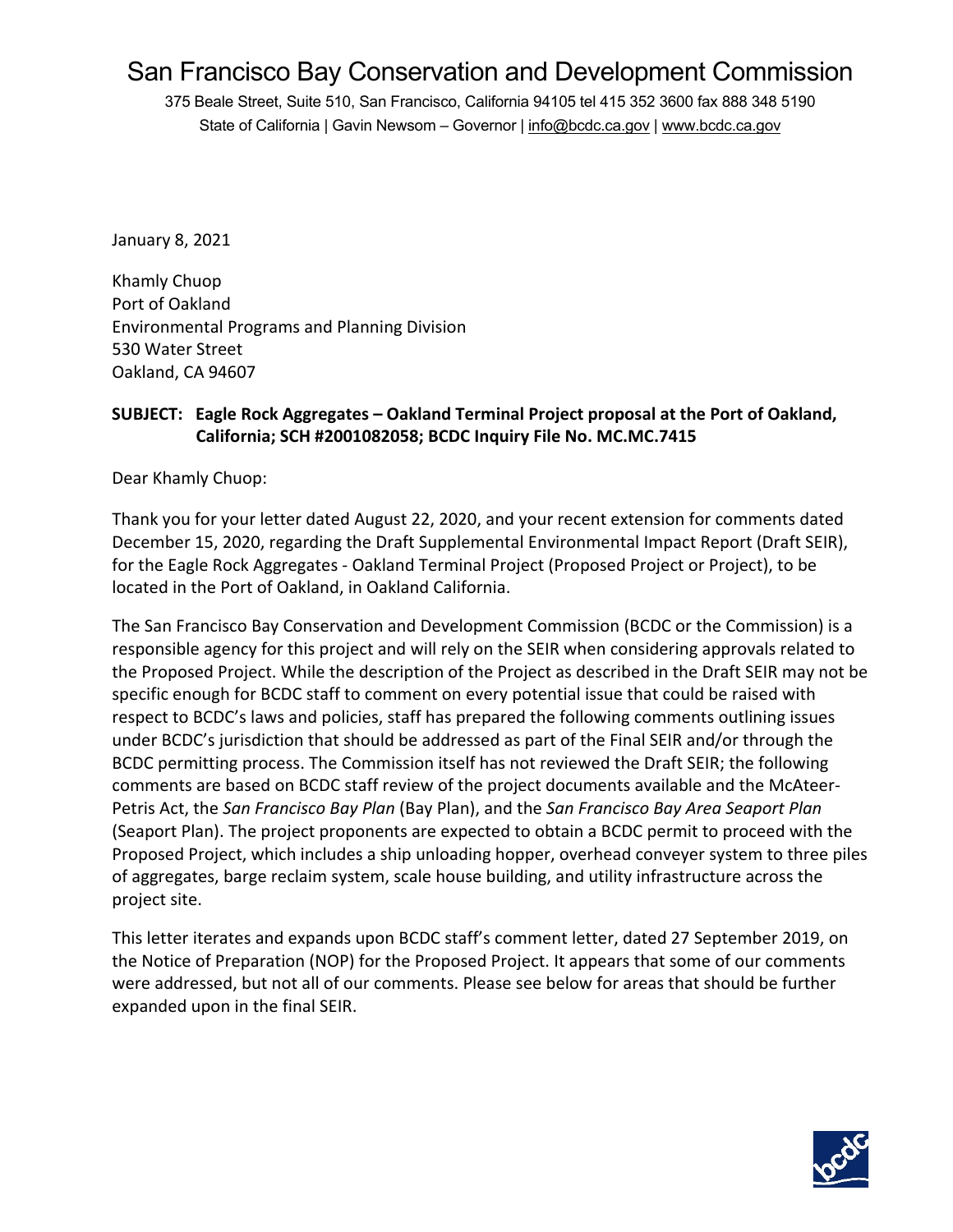# San Francisco Bay Conservation and Development Commission

375 Beale Street, Suite 510, San Francisco, California 94105 tel 415 352 3600 fax 888 348 5190
State of California | Gavin Newsom – Governor | info@bcdc.ca.gov | www.bcdc.ca.gov

January 8, 2021

Khamly Chuop
Port of Oakland
Environmental Programs and Planning Division
530 Water Street
Oakland, CA 94607

**SUBJECT: Eagle Rock Aggregates – Oakland Terminal Project proposal at the Port of Oakland, California; SCH #2001082058; BCDC Inquiry File No. MC.MC.7415**

Dear Khamly Chuop:

Thank you for your letter dated August 22, 2020, and your recent extension for comments dated December 15, 2020, regarding the Draft Supplemental Environmental Impact Report (Draft SEIR), for the Eagle Rock Aggregates - Oakland Terminal Project (Proposed Project or Project), to be located in the Port of Oakland, in Oakland California.

The San Francisco Bay Conservation and Development Commission (BCDC or the Commission) is a responsible agency for this project and will rely on the SEIR when considering approvals related to the Proposed Project. While the description of the Project as described in the Draft SEIR may not be specific enough for BCDC staff to comment on every potential issue that could be raised with respect to BCDC's laws and policies, staff has prepared the following comments outlining issues under BCDC's jurisdiction that should be addressed as part of the Final SEIR and/or through the BCDC permitting process. The Commission itself has not reviewed the Draft SEIR; the following comments are based on BCDC staff review of the project documents available and the McAteer-Petris Act, the *San Francisco Bay Plan* (Bay Plan), and the *San Francisco Bay Area Seaport Plan* (Seaport Plan). The project proponents are expected to obtain a BCDC permit to proceed with the Proposed Project, which includes a ship unloading hopper, overhead conveyer system to three piles of aggregates, barge reclaim system, scale house building, and utility infrastructure across the project site.

This letter iterates and expands upon BCDC staff's comment letter, dated 27 September 2019, on the Notice of Preparation (NOP) for the Proposed Project. It appears that some of our comments were addressed, but not all of our comments. Please see below for areas that should be further expanded upon in the final SEIR.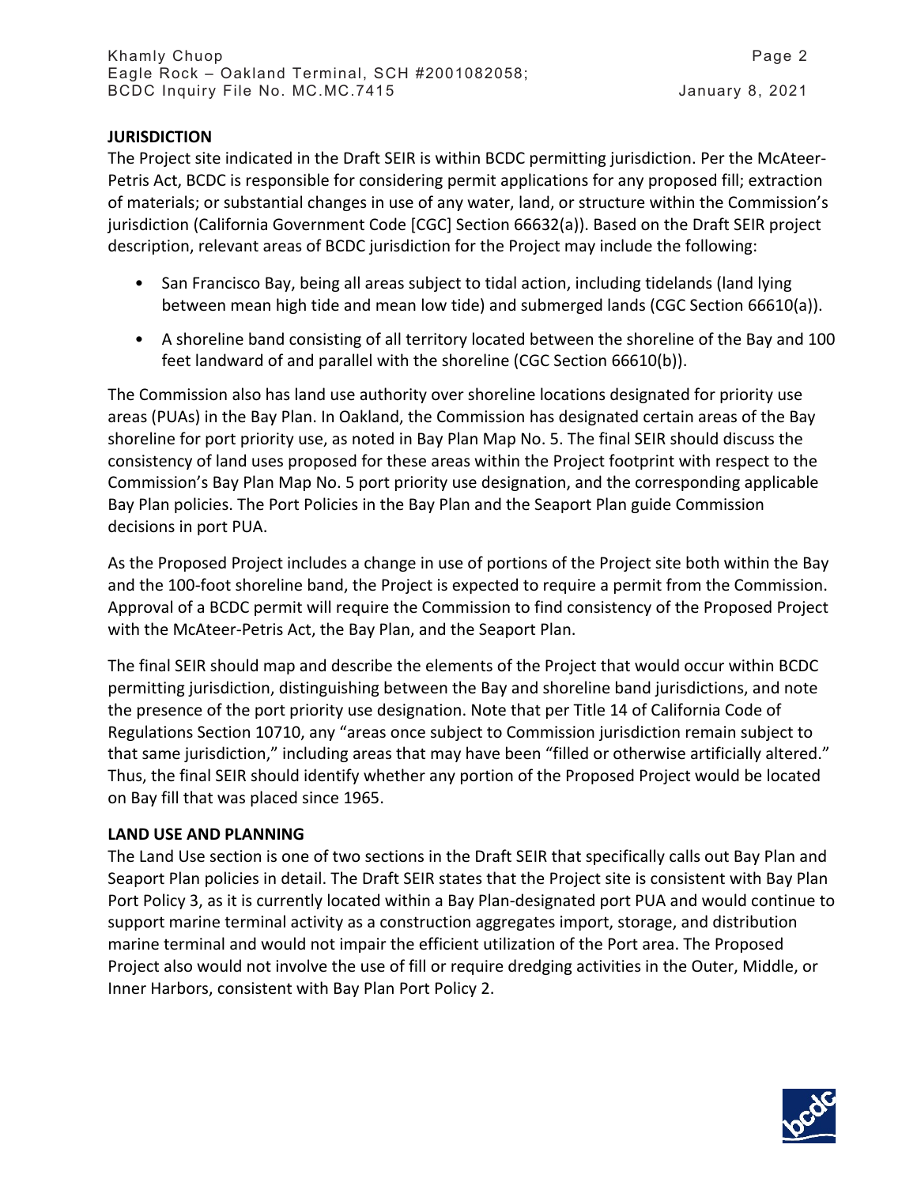## JURISDICTION

The Project site indicated in the Draft SEIR is within BCDC permitting jurisdiction. Per the McAteer-Petris Act, BCDC is responsible for considering permit applications for any proposed fill; extraction of materials; or substantial changes in use of any water, land, or structure within the Commission's jurisdiction (California Government Code [CGC] Section 66632(a)). Based on the Draft SEIR project description, relevant areas of BCDC jurisdiction for the Project may include the following:

- San Francisco Bay, being all areas subject to tidal action, including tidelands (land lying between mean high tide and mean low tide) and submerged lands (CGC Section 66610(a)).
- A shoreline band consisting of all territory located between the shoreline of the Bay and 100 feet landward of and parallel with the shoreline (CGC Section 66610(b)).

The Commission also has land use authority over shoreline locations designated for priority use areas (PUAs) in the Bay Plan. In Oakland, the Commission has designated certain areas of the Bay shoreline for port priority use, as noted in Bay Plan Map No. 5. The final SEIR should discuss the consistency of land uses proposed for these areas within the Project footprint with respect to the Commission's Bay Plan Map No. 5 port priority use designation, and the corresponding applicable Bay Plan policies. The Port Policies in the Bay Plan and the Seaport Plan guide Commission decisions in port PUA.

As the Proposed Project includes a change in use of portions of the Project site both within the Bay and the 100-foot shoreline band, the Project is expected to require a permit from the Commission. Approval of a BCDC permit will require the Commission to find consistency of the Proposed Project with the McAteer-Petris Act, the Bay Plan, and the Seaport Plan.

The final SEIR should map and describe the elements of the Project that would occur within BCDC permitting jurisdiction, distinguishing between the Bay and shoreline band jurisdictions, and note the presence of the port priority use designation. Note that per Title 14 of California Code of Regulations Section 10710, any "areas once subject to Commission jurisdiction remain subject to that same jurisdiction," including areas that may have been "filled or otherwise artificially altered." Thus, the final SEIR should identify whether any portion of the Proposed Project would be located on Bay fill that was placed since 1965.

## LAND USE AND PLANNING

The Land Use section is one of two sections in the Draft SEIR that specifically calls out Bay Plan and Seaport Plan policies in detail. The Draft SEIR states that the Project site is consistent with Bay Plan Port Policy 3, as it is currently located within a Bay Plan-designated port PUA and would continue to support marine terminal activity as a construction aggregates import, storage, and distribution marine terminal and would not impair the efficient utilization of the Port area. The Proposed Project also would not involve the use of fill or require dredging activities in the Outer, Middle, or Inner Harbors, consistent with Bay Plan Port Policy 2.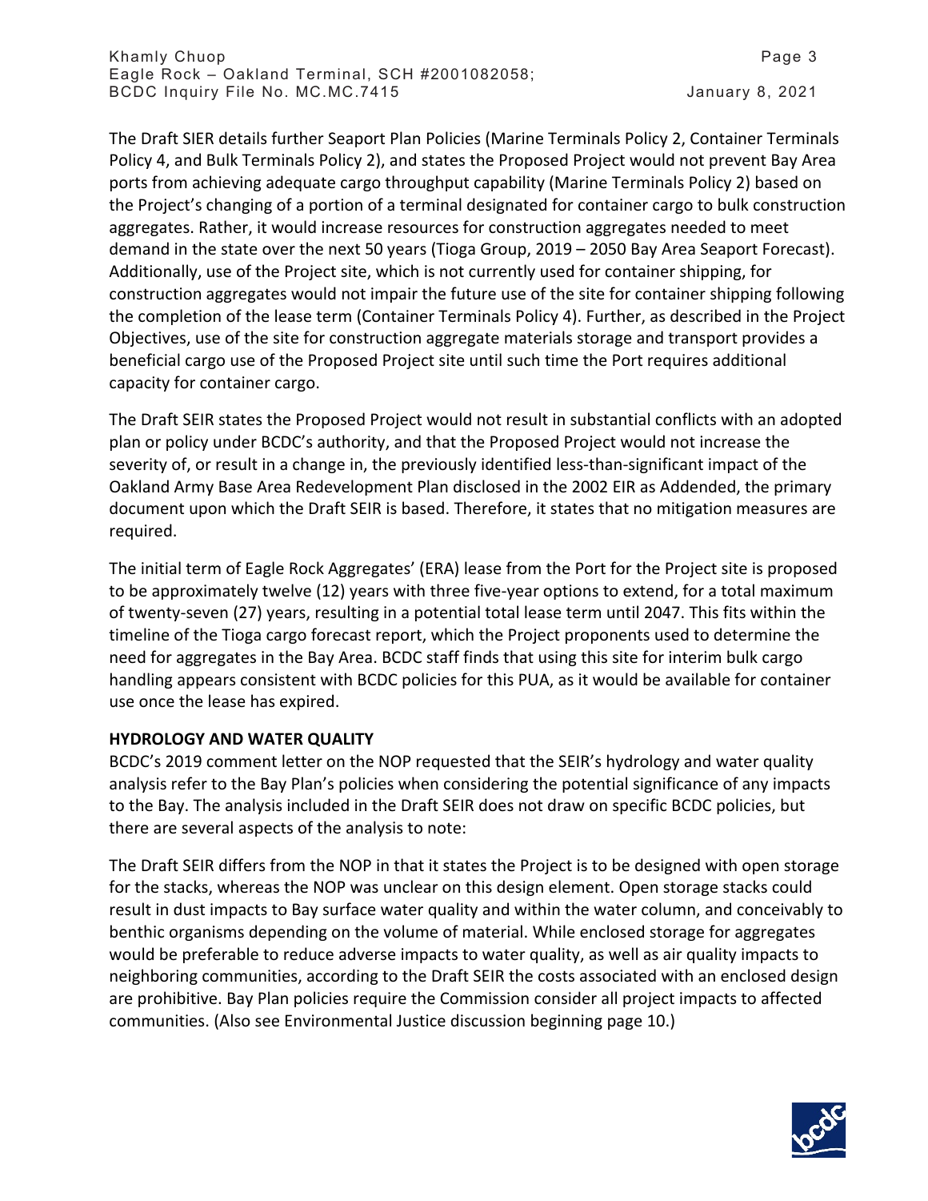The Draft SIER details further Seaport Plan Policies (Marine Terminals Policy 2, Container Terminals Policy 4, and Bulk Terminals Policy 2), and states the Proposed Project would not prevent Bay Area ports from achieving adequate cargo throughput capability (Marine Terminals Policy 2) based on the Project's changing of a portion of a terminal designated for container cargo to bulk construction aggregates. Rather, it would increase resources for construction aggregates needed to meet demand in the state over the next 50 years (Tioga Group, 2019 – 2050 Bay Area Seaport Forecast). Additionally, use of the Project site, which is not currently used for container shipping, for construction aggregates would not impair the future use of the site for container shipping following the completion of the lease term (Container Terminals Policy 4). Further, as described in the Project Objectives, use of the site for construction aggregate materials storage and transport provides a beneficial cargo use of the Proposed Project site until such time the Port requires additional capacity for container cargo.

The Draft SEIR states the Proposed Project would not result in substantial conflicts with an adopted plan or policy under BCDC's authority, and that the Proposed Project would not increase the severity of, or result in a change in, the previously identified less-than-significant impact of the Oakland Army Base Area Redevelopment Plan disclosed in the 2002 EIR as Addended, the primary document upon which the Draft SEIR is based. Therefore, it states that no mitigation measures are required.

The initial term of Eagle Rock Aggregates' (ERA) lease from the Port for the Project site is proposed to be approximately twelve (12) years with three five-year options to extend, for a total maximum of twenty-seven (27) years, resulting in a potential total lease term until 2047. This fits within the timeline of the Tioga cargo forecast report, which the Project proponents used to determine the need for aggregates in the Bay Area. BCDC staff finds that using this site for interim bulk cargo handling appears consistent with BCDC policies for this PUA, as it would be available for container use once the lease has expired.

**HYDROLOGY AND WATER QUALITY**

BCDC's 2019 comment letter on the NOP requested that the SEIR's hydrology and water quality analysis refer to the Bay Plan's policies when considering the potential significance of any impacts to the Bay. The analysis included in the Draft SEIR does not draw on specific BCDC policies, but there are several aspects of the analysis to note:

The Draft SEIR differs from the NOP in that it states the Project is to be designed with open storage for the stacks, whereas the NOP was unclear on this design element. Open storage stacks could result in dust impacts to Bay surface water quality and within the water column, and conceivably to benthic organisms depending on the volume of material. While enclosed storage for aggregates would be preferable to reduce adverse impacts to water quality, as well as air quality impacts to neighboring communities, according to the Draft SEIR the costs associated with an enclosed design are prohibitive. Bay Plan policies require the Commission consider all project impacts to affected communities. (Also see Environmental Justice discussion beginning page 10.)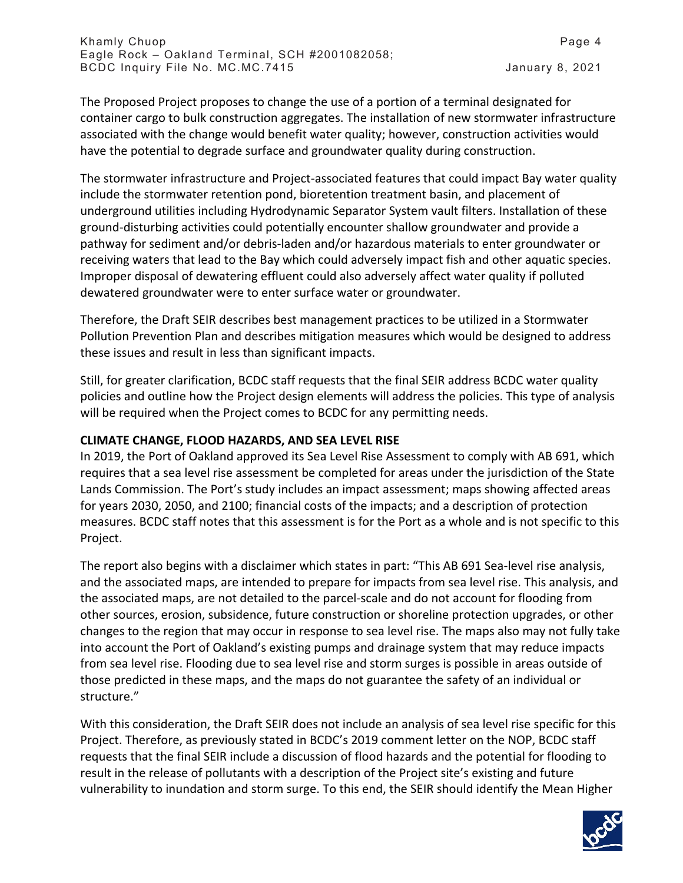The Proposed Project proposes to change the use of a portion of a terminal designated for container cargo to bulk construction aggregates. The installation of new stormwater infrastructure associated with the change would benefit water quality; however, construction activities would have the potential to degrade surface and groundwater quality during construction.

The stormwater infrastructure and Project-associated features that could impact Bay water quality include the stormwater retention pond, bioretention treatment basin, and placement of underground utilities including Hydrodynamic Separator System vault filters. Installation of these ground-disturbing activities could potentially encounter shallow groundwater and provide a pathway for sediment and/or debris-laden and/or hazardous materials to enter groundwater or receiving waters that lead to the Bay which could adversely impact fish and other aquatic species. Improper disposal of dewatering effluent could also adversely affect water quality if polluted dewatered groundwater were to enter surface water or groundwater.

Therefore, the Draft SEIR describes best management practices to be utilized in a Stormwater Pollution Prevention Plan and describes mitigation measures which would be designed to address these issues and result in less than significant impacts.

Still, for greater clarification, BCDC staff requests that the final SEIR address BCDC water quality policies and outline how the Project design elements will address the policies. This type of analysis will be required when the Project comes to BCDC for any permitting needs.

**CLIMATE CHANGE, FLOOD HAZARDS, AND SEA LEVEL RISE**

In 2019, the Port of Oakland approved its Sea Level Rise Assessment to comply with AB 691, which requires that a sea level rise assessment be completed for areas under the jurisdiction of the State Lands Commission. The Port's study includes an impact assessment; maps showing affected areas for years 2030, 2050, and 2100; financial costs of the impacts; and a description of protection measures. BCDC staff notes that this assessment is for the Port as a whole and is not specific to this Project.

The report also begins with a disclaimer which states in part: "This AB 691 Sea-level rise analysis, and the associated maps, are intended to prepare for impacts from sea level rise. This analysis, and the associated maps, are not detailed to the parcel-scale and do not account for flooding from other sources, erosion, subsidence, future construction or shoreline protection upgrades, or other changes to the region that may occur in response to sea level rise. The maps also may not fully take into account the Port of Oakland's existing pumps and drainage system that may reduce impacts from sea level rise. Flooding due to sea level rise and storm surges is possible in areas outside of those predicted in these maps, and the maps do not guarantee the safety of an individual or structure."

With this consideration, the Draft SEIR does not include an analysis of sea level rise specific for this Project. Therefore, as previously stated in BCDC's 2019 comment letter on the NOP, BCDC staff requests that the final SEIR include a discussion of flood hazards and the potential for flooding to result in the release of pollutants with a description of the Project site's existing and future vulnerability to inundation and storm surge. To this end, the SEIR should identify the Mean Higher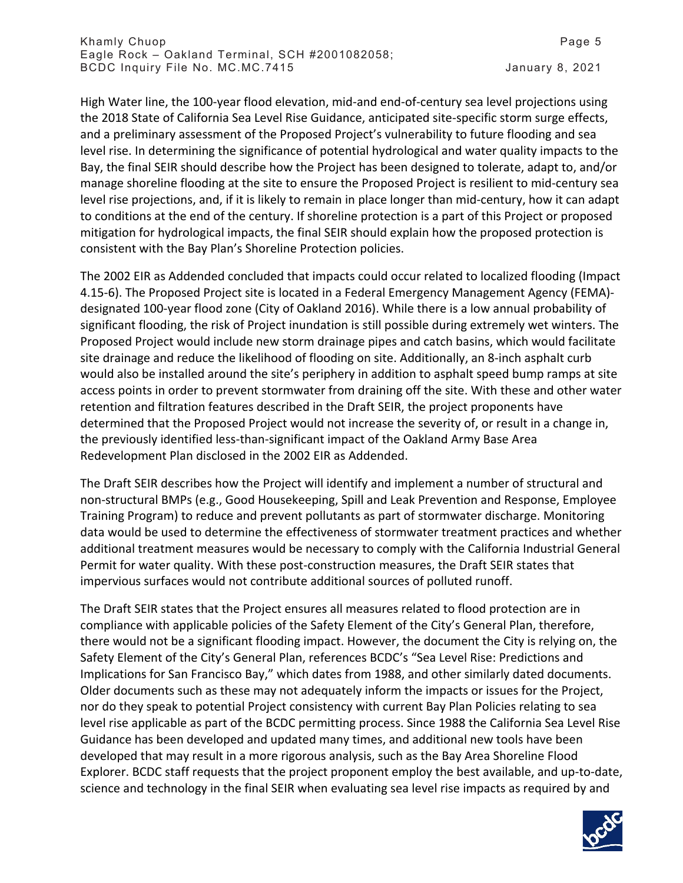High Water line, the 100-year flood elevation, mid-and end-of-century sea level projections using the 2018 State of California Sea Level Rise Guidance, anticipated site-specific storm surge effects, and a preliminary assessment of the Proposed Project's vulnerability to future flooding and sea level rise. In determining the significance of potential hydrological and water quality impacts to the Bay, the final SEIR should describe how the Project has been designed to tolerate, adapt to, and/or manage shoreline flooding at the site to ensure the Proposed Project is resilient to mid-century sea level rise projections, and, if it is likely to remain in place longer than mid-century, how it can adapt to conditions at the end of the century. If shoreline protection is a part of this Project or proposed mitigation for hydrological impacts, the final SEIR should explain how the proposed protection is consistent with the Bay Plan's Shoreline Protection policies.

The 2002 EIR as Addended concluded that impacts could occur related to localized flooding (Impact 4.15-6). The Proposed Project site is located in a Federal Emergency Management Agency (FEMA)-designated 100-year flood zone (City of Oakland 2016). While there is a low annual probability of significant flooding, the risk of Project inundation is still possible during extremely wet winters. The Proposed Project would include new storm drainage pipes and catch basins, which would facilitate site drainage and reduce the likelihood of flooding on site. Additionally, an 8-inch asphalt curb would also be installed around the site's periphery in addition to asphalt speed bump ramps at site access points in order to prevent stormwater from draining off the site. With these and other water retention and filtration features described in the Draft SEIR, the project proponents have determined that the Proposed Project would not increase the severity of, or result in a change in, the previously identified less-than-significant impact of the Oakland Army Base Area Redevelopment Plan disclosed in the 2002 EIR as Addended.

The Draft SEIR describes how the Project will identify and implement a number of structural and non-structural BMPs (e.g., Good Housekeeping, Spill and Leak Prevention and Response, Employee Training Program) to reduce and prevent pollutants as part of stormwater discharge. Monitoring data would be used to determine the effectiveness of stormwater treatment practices and whether additional treatment measures would be necessary to comply with the California Industrial General Permit for water quality. With these post-construction measures, the Draft SEIR states that impervious surfaces would not contribute additional sources of polluted runoff.

The Draft SEIR states that the Project ensures all measures related to flood protection are in compliance with applicable policies of the Safety Element of the City's General Plan, therefore, there would not be a significant flooding impact. However, the document the City is relying on, the Safety Element of the City's General Plan, references BCDC's "Sea Level Rise: Predictions and Implications for San Francisco Bay," which dates from 1988, and other similarly dated documents. Older documents such as these may not adequately inform the impacts or issues for the Project, nor do they speak to potential Project consistency with current Bay Plan Policies relating to sea level rise applicable as part of the BCDC permitting process. Since 1988 the California Sea Level Rise Guidance has been developed and updated many times, and additional new tools have been developed that may result in a more rigorous analysis, such as the Bay Area Shoreline Flood Explorer. BCDC staff requests that the project proponent employ the best available, and up-to-date, science and technology in the final SEIR when evaluating sea level rise impacts as required by and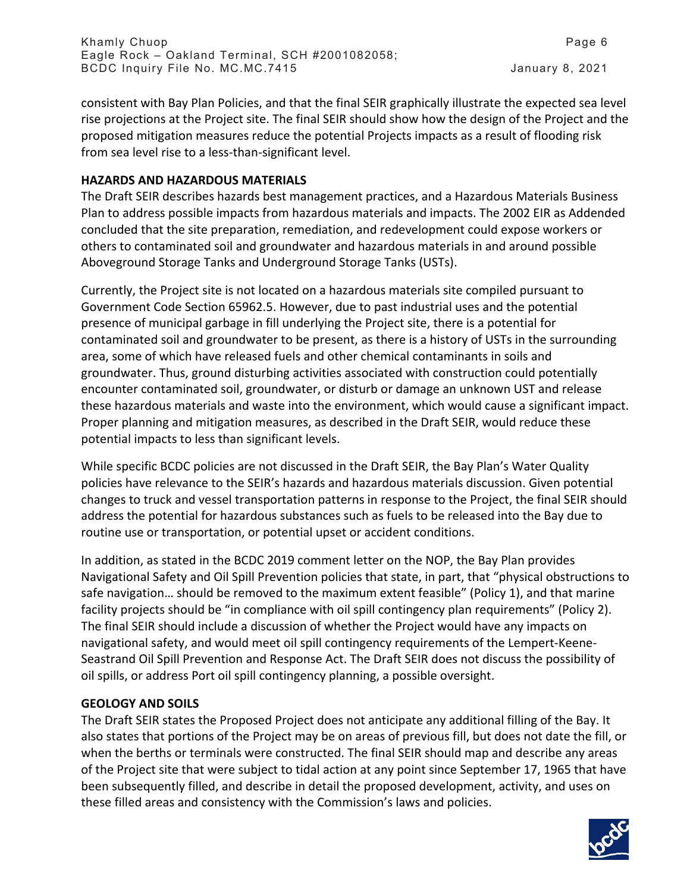consistent with Bay Plan Policies, and that the final SEIR graphically illustrate the expected sea level rise projections at the Project site. The final SEIR should show how the design of the Project and the proposed mitigation measures reduce the potential Projects impacts as a result of flooding risk from sea level rise to a less-than-significant level.

**HAZARDS AND HAZARDOUS MATERIALS**

The Draft SEIR describes hazards best management practices, and a Hazardous Materials Business Plan to address possible impacts from hazardous materials and impacts. The 2002 EIR as Addended concluded that the site preparation, remediation, and redevelopment could expose workers or others to contaminated soil and groundwater and hazardous materials in and around possible Aboveground Storage Tanks and Underground Storage Tanks (USTs).

Currently, the Project site is not located on a hazardous materials site compiled pursuant to Government Code Section 65962.5. However, due to past industrial uses and the potential presence of municipal garbage in fill underlying the Project site, there is a potential for contaminated soil and groundwater to be present, as there is a history of USTs in the surrounding area, some of which have released fuels and other chemical contaminants in soils and groundwater. Thus, ground disturbing activities associated with construction could potentially encounter contaminated soil, groundwater, or disturb or damage an unknown UST and release these hazardous materials and waste into the environment, which would cause a significant impact. Proper planning and mitigation measures, as described in the Draft SEIR, would reduce these potential impacts to less than significant levels.

While specific BCDC policies are not discussed in the Draft SEIR, the Bay Plan's Water Quality policies have relevance to the SEIR's hazards and hazardous materials discussion. Given potential changes to truck and vessel transportation patterns in response to the Project, the final SEIR should address the potential for hazardous substances such as fuels to be released into the Bay due to routine use or transportation, or potential upset or accident conditions.

In addition, as stated in the BCDC 2019 comment letter on the NOP, the Bay Plan provides Navigational Safety and Oil Spill Prevention policies that state, in part, that "physical obstructions to safe navigation… should be removed to the maximum extent feasible" (Policy 1), and that marine facility projects should be "in compliance with oil spill contingency plan requirements" (Policy 2). The final SEIR should include a discussion of whether the Project would have any impacts on navigational safety, and would meet oil spill contingency requirements of the Lempert-Keene-Seastrand Oil Spill Prevention and Response Act. The Draft SEIR does not discuss the possibility of oil spills, or address Port oil spill contingency planning, a possible oversight.

**GEOLOGY AND SOILS**

The Draft SEIR states the Proposed Project does not anticipate any additional filling of the Bay. It also states that portions of the Project may be on areas of previous fill, but does not date the fill, or when the berths or terminals were constructed. The final SEIR should map and describe any areas of the Project site that were subject to tidal action at any point since September 17, 1965 that have been subsequently filled, and describe in detail the proposed development, activity, and uses on these filled areas and consistency with the Commission's laws and policies.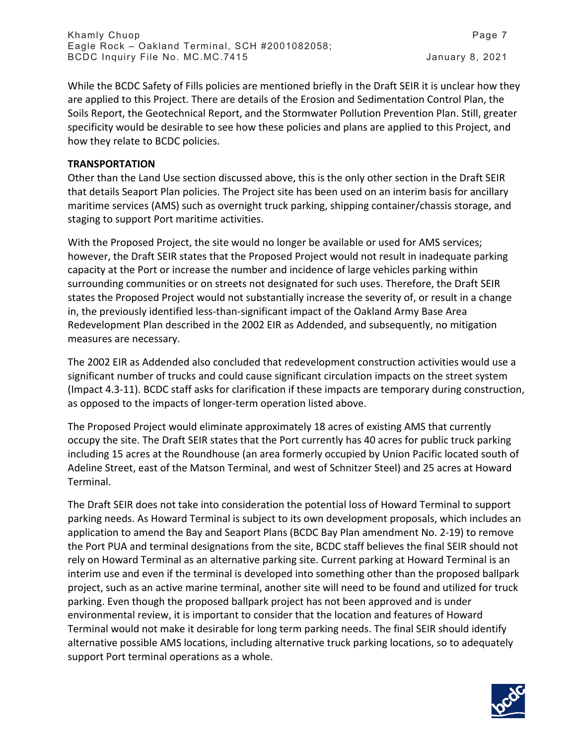While the BCDC Safety of Fills policies are mentioned briefly in the Draft SEIR it is unclear how they are applied to this Project. There are details of the Erosion and Sedimentation Control Plan, the Soils Report, the Geotechnical Report, and the Stormwater Pollution Prevention Plan. Still, greater specificity would be desirable to see how these policies and plans are applied to this Project, and how they relate to BCDC policies.

**TRANSPORTATION**

Other than the Land Use section discussed above, this is the only other section in the Draft SEIR that details Seaport Plan policies. The Project site has been used on an interim basis for ancillary maritime services (AMS) such as overnight truck parking, shipping container/chassis storage, and staging to support Port maritime activities.

With the Proposed Project, the site would no longer be available or used for AMS services; however, the Draft SEIR states that the Proposed Project would not result in inadequate parking capacity at the Port or increase the number and incidence of large vehicles parking within surrounding communities or on streets not designated for such uses. Therefore, the Draft SEIR states the Proposed Project would not substantially increase the severity of, or result in a change in, the previously identified less-than-significant impact of the Oakland Army Base Area Redevelopment Plan described in the 2002 EIR as Addended, and subsequently, no mitigation measures are necessary.

The 2002 EIR as Addended also concluded that redevelopment construction activities would use a significant number of trucks and could cause significant circulation impacts on the street system (Impact 4.3-11). BCDC staff asks for clarification if these impacts are temporary during construction, as opposed to the impacts of longer-term operation listed above.

The Proposed Project would eliminate approximately 18 acres of existing AMS that currently occupy the site. The Draft SEIR states that the Port currently has 40 acres for public truck parking including 15 acres at the Roundhouse (an area formerly occupied by Union Pacific located south of Adeline Street, east of the Matson Terminal, and west of Schnitzer Steel) and 25 acres at Howard Terminal.

The Draft SEIR does not take into consideration the potential loss of Howard Terminal to support parking needs. As Howard Terminal is subject to its own development proposals, which includes an application to amend the Bay and Seaport Plans (BCDC Bay Plan amendment No. 2-19) to remove the Port PUA and terminal designations from the site, BCDC staff believes the final SEIR should not rely on Howard Terminal as an alternative parking site. Current parking at Howard Terminal is an interim use and even if the terminal is developed into something other than the proposed ballpark project, such as an active marine terminal, another site will need to be found and utilized for truck parking. Even though the proposed ballpark project has not been approved and is under environmental review, it is important to consider that the location and features of Howard Terminal would not make it desirable for long term parking needs. The final SEIR should identify alternative possible AMS locations, including alternative truck parking locations, so to adequately support Port terminal operations as a whole.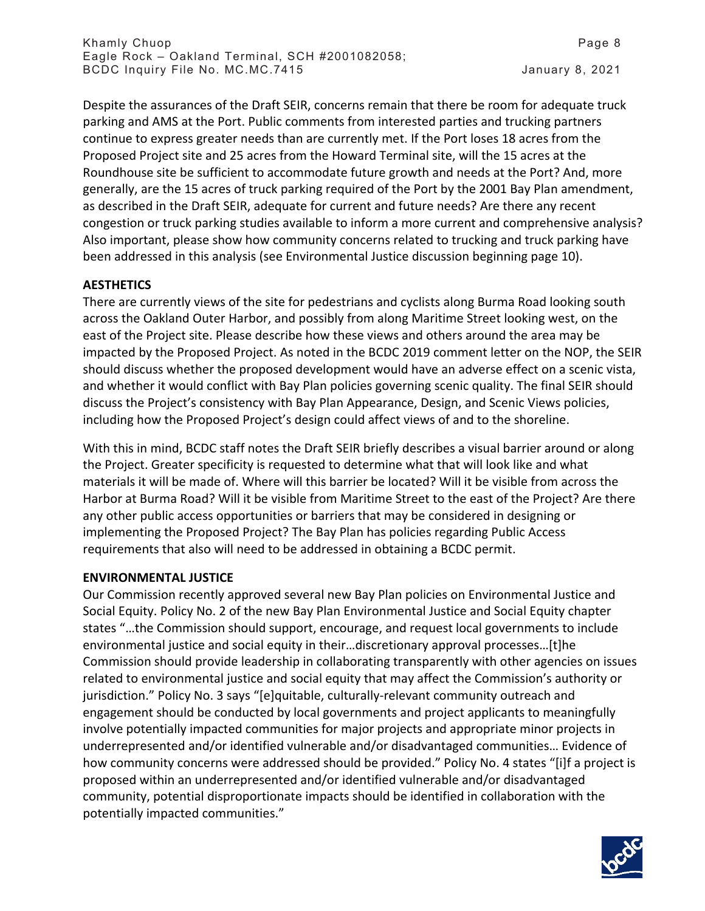Despite the assurances of the Draft SEIR, concerns remain that there be room for adequate truck parking and AMS at the Port. Public comments from interested parties and trucking partners continue to express greater needs than are currently met. If the Port loses 18 acres from the Proposed Project site and 25 acres from the Howard Terminal site, will the 15 acres at the Roundhouse site be sufficient to accommodate future growth and needs at the Port? And, more generally, are the 15 acres of truck parking required of the Port by the 2001 Bay Plan amendment, as described in the Draft SEIR, adequate for current and future needs? Are there any recent congestion or truck parking studies available to inform a more current and comprehensive analysis? Also important, please show how community concerns related to trucking and truck parking have been addressed in this analysis (see Environmental Justice discussion beginning page 10).

**AESTHETICS**

There are currently views of the site for pedestrians and cyclists along Burma Road looking south across the Oakland Outer Harbor, and possibly from along Maritime Street looking west, on the east of the Project site. Please describe how these views and others around the area may be impacted by the Proposed Project. As noted in the BCDC 2019 comment letter on the NOP, the SEIR should discuss whether the proposed development would have an adverse effect on a scenic vista, and whether it would conflict with Bay Plan policies governing scenic quality. The final SEIR should discuss the Project's consistency with Bay Plan Appearance, Design, and Scenic Views policies, including how the Proposed Project's design could affect views of and to the shoreline.

With this in mind, BCDC staff notes the Draft SEIR briefly describes a visual barrier around or along the Project. Greater specificity is requested to determine what that will look like and what materials it will be made of. Where will this barrier be located? Will it be visible from across the Harbor at Burma Road? Will it be visible from Maritime Street to the east of the Project? Are there any other public access opportunities or barriers that may be considered in designing or implementing the Proposed Project? The Bay Plan has policies regarding Public Access requirements that also will need to be addressed in obtaining a BCDC permit.

**ENVIRONMENTAL JUSTICE**

Our Commission recently approved several new Bay Plan policies on Environmental Justice and Social Equity. Policy No. 2 of the new Bay Plan Environmental Justice and Social Equity chapter states "…the Commission should support, encourage, and request local governments to include environmental justice and social equity in their…discretionary approval processes…[t]he Commission should provide leadership in collaborating transparently with other agencies on issues related to environmental justice and social equity that may affect the Commission's authority or jurisdiction." Policy No. 3 says "[e]quitable, culturally-relevant community outreach and engagement should be conducted by local governments and project applicants to meaningfully involve potentially impacted communities for major projects and appropriate minor projects in underrepresented and/or identified vulnerable and/or disadvantaged communities… Evidence of how community concerns were addressed should be provided." Policy No. 4 states "[i]f a project is proposed within an underrepresented and/or identified vulnerable and/or disadvantaged community, potential disproportionate impacts should be identified in collaboration with the potentially impacted communities."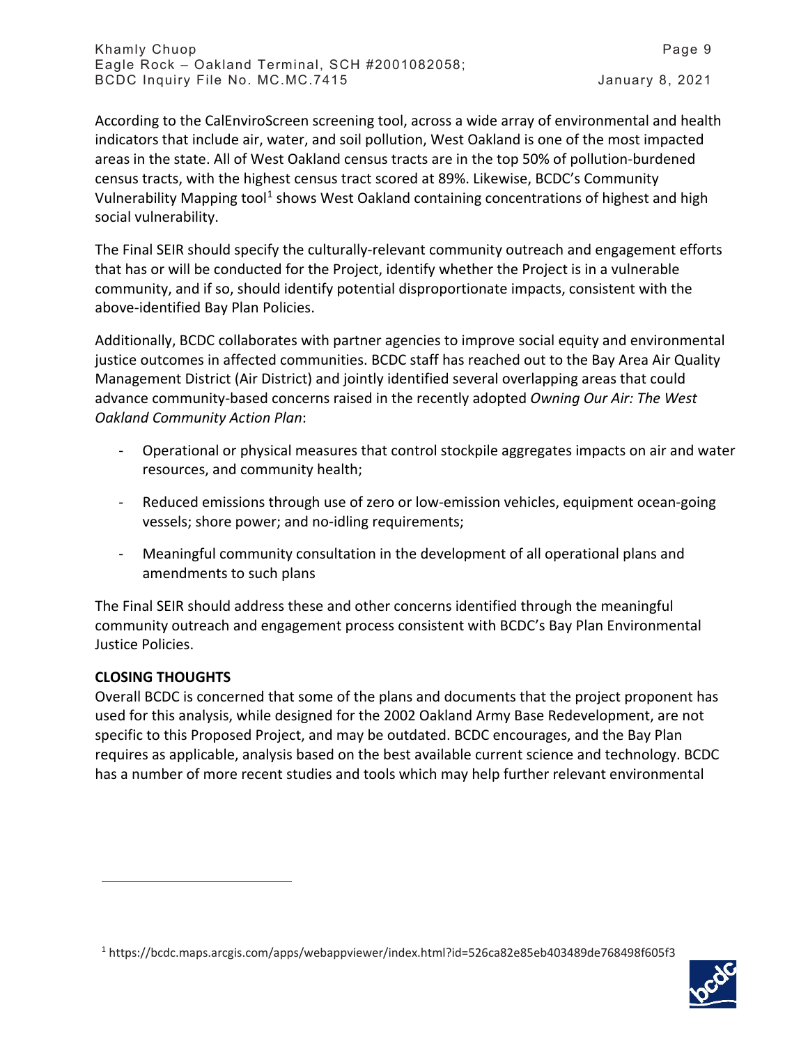According to the CalEnviroScreen screening tool, across a wide array of environmental and health indicators that include air, water, and soil pollution, West Oakland is one of the most impacted areas in the state. All of West Oakland census tracts are in the top 50% of pollution-burdened census tracts, with the highest census tract scored at 89%. Likewise, BCDC's Community Vulnerability Mapping tool[1] shows West Oakland containing concentrations of highest and high social vulnerability.

The Final SEIR should specify the culturally-relevant community outreach and engagement efforts that has or will be conducted for the Project, identify whether the Project is in a vulnerable community, and if so, should identify potential disproportionate impacts, consistent with the above-identified Bay Plan Policies.

Additionally, BCDC collaborates with partner agencies to improve social equity and environmental justice outcomes in affected communities. BCDC staff has reached out to the Bay Area Air Quality Management District (Air District) and jointly identified several overlapping areas that could advance community-based concerns raised in the recently adopted *Owning Our Air: The West Oakland Community Action Plan*:

- Operational or physical measures that control stockpile aggregates impacts on air and water resources, and community health;
- Reduced emissions through use of zero or low-emission vehicles, equipment ocean-going vessels; shore power; and no-idling requirements;
- Meaningful community consultation in the development of all operational plans and amendments to such plans

The Final SEIR should address these and other concerns identified through the meaningful community outreach and engagement process consistent with BCDC's Bay Plan Environmental Justice Policies.

**CLOSING THOUGHTS**

Overall BCDC is concerned that some of the plans and documents that the project proponent has used for this analysis, while designed for the 2002 Oakland Army Base Redevelopment, are not specific to this Proposed Project, and may be outdated. BCDC encourages, and the Bay Plan requires as applicable, analysis based on the best available current science and technology. BCDC has a number of more recent studies and tools which may help further relevant environmental

[1] https://bcdc.maps.arcgis.com/apps/webappviewer/index.html?id=526ca82e85eb403489de768498f605f3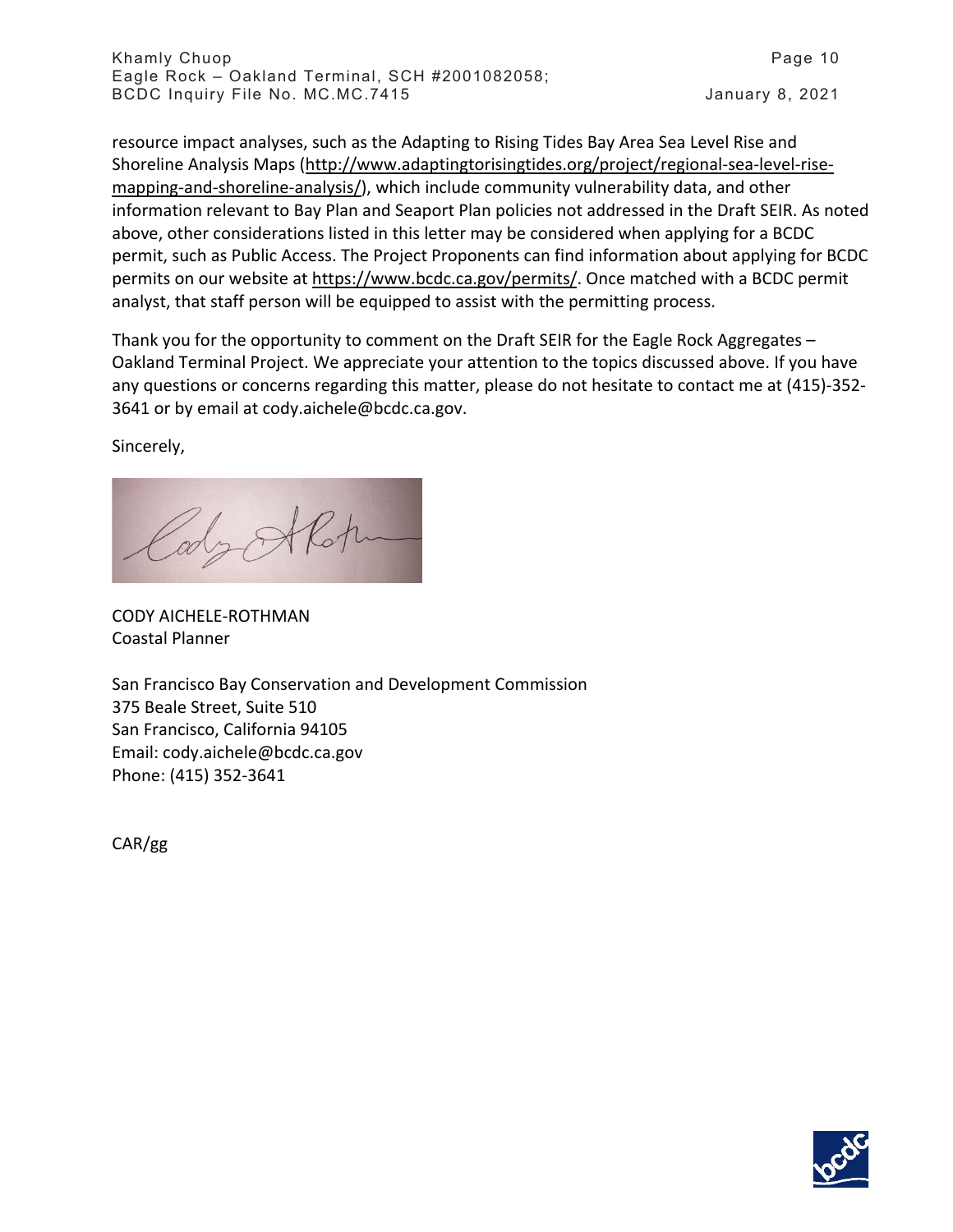resource impact analyses, such as the Adapting to Rising Tides Bay Area Sea Level Rise and Shoreline Analysis Maps (http://www.adaptingtorisingtides.org/project/regional-sea-level-rise-mapping-and-shoreline-analysis/), which include community vulnerability data, and other information relevant to Bay Plan and Seaport Plan policies not addressed in the Draft SEIR. As noted above, other considerations listed in this letter may be considered when applying for a BCDC permit, such as Public Access. The Project Proponents can find information about applying for BCDC permits on our website at https://www.bcdc.ca.gov/permits/. Once matched with a BCDC permit analyst, that staff person will be equipped to assist with the permitting process.

Thank you for the opportunity to comment on the Draft SEIR for the Eagle Rock Aggregates – Oakland Terminal Project. We appreciate your attention to the topics discussed above. If you have any questions or concerns regarding this matter, please do not hesitate to contact me at (415)-352-3641 or by email at cody.aichele@bcdc.ca.gov.

Sincerely,

CODY AICHELE-ROTHMAN
Coastal Planner

San Francisco Bay Conservation and Development Commission
375 Beale Street, Suite 510
San Francisco, California 94105
Email: cody.aichele@bcdc.ca.gov
Phone: (415) 352-3641

CAR/gg